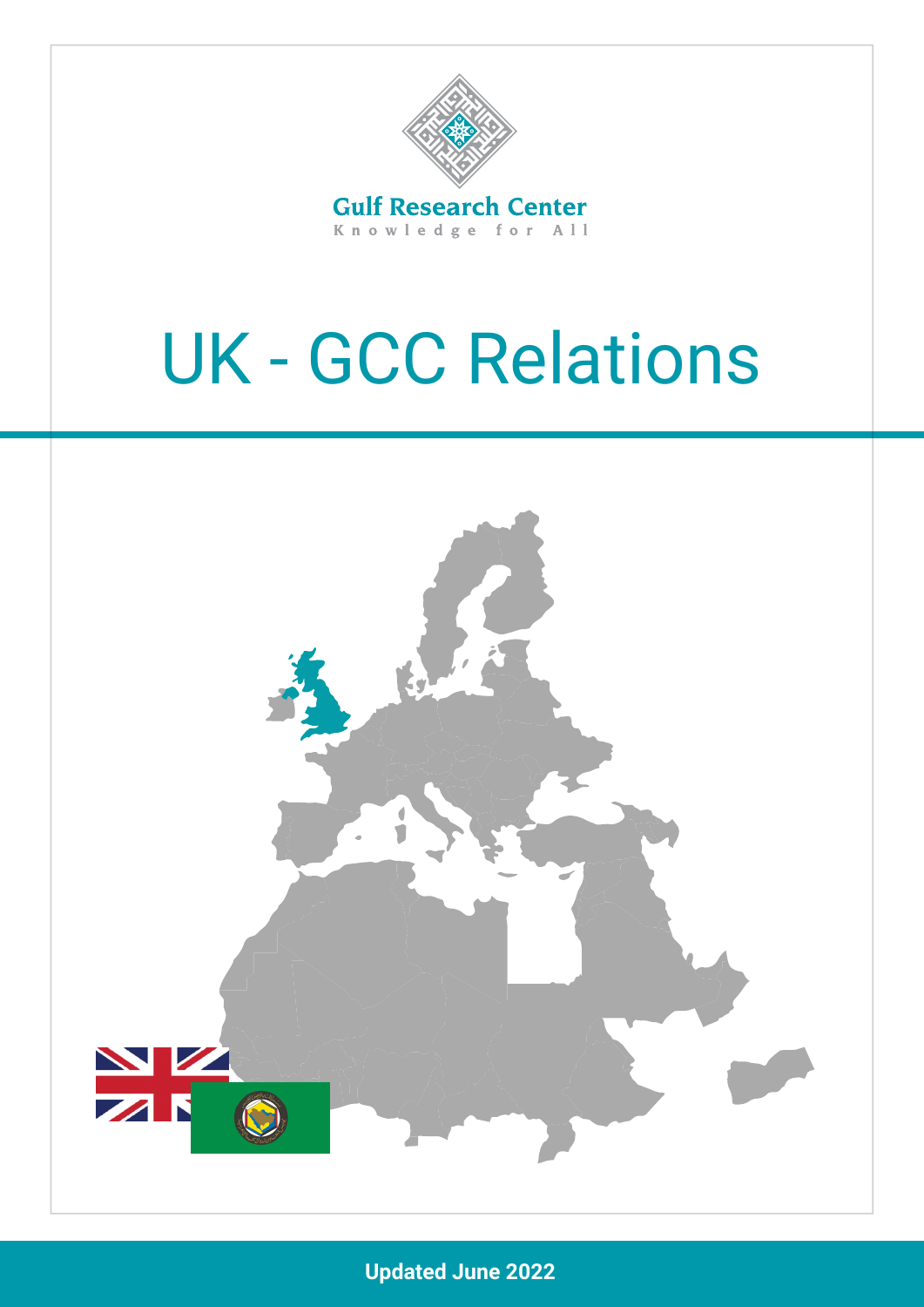Gulf Research Center

Knowledge for All

# UK - GCC Relations

Updated June 2022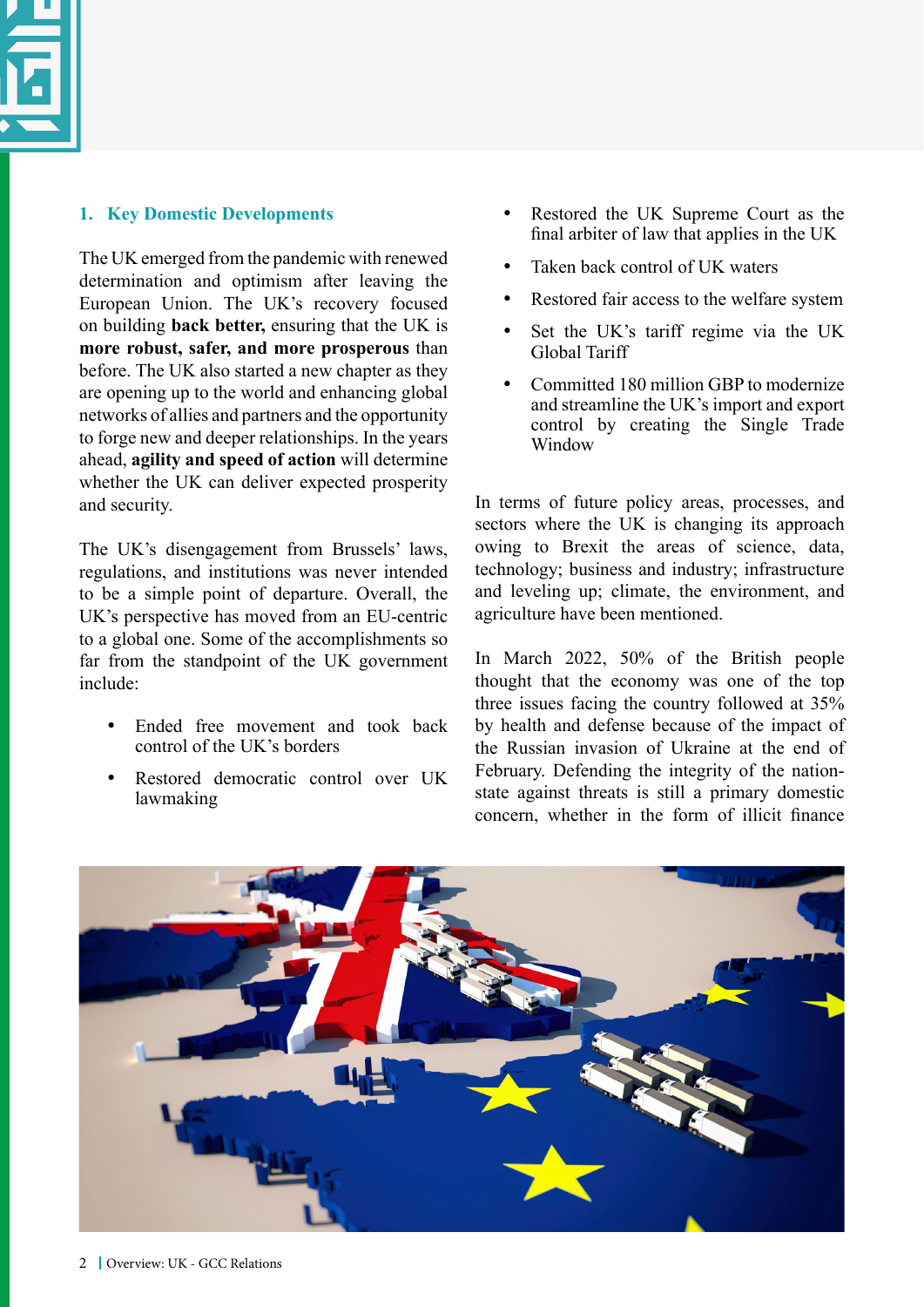## 1. Key Domestic Developments

The UK emerged from the pandemic with renewed determination and optimism after leaving the European Union. The UK's recovery focused on building **back better,** ensuring that the UK is **more robust, safer, and more prosperous** than before. The UK also started a new chapter as they are opening up to the world and enhancing global networks of allies and partners and the opportunity to forge new and deeper relationships. In the years ahead, **agility and speed of action** will determine whether the UK can deliver expected prosperity and security.

The UK's disengagement from Brussels' laws, regulations, and institutions was never intended to be a simple point of departure. Overall, the UK's perspective has moved from an EU-centric to a global one. Some of the accomplishments so far from the standpoint of the UK government include:

- Ended free movement and took back control of the UK's borders
- Restored democratic control over UK lawmaking
- Restored the UK Supreme Court as the final arbiter of law that applies in the UK
- Taken back control of UK waters
- Restored fair access to the welfare system
- Set the UK's tariff regime via the UK Global Tariff
- Committed 180 million GBP to modernize and streamline the UK's import and export control by creating the Single Trade Window

In terms of future policy areas, processes, and sectors where the UK is changing its approach owing to Brexit the areas of science, data, technology; business and industry; infrastructure and leveling up; climate, the environment, and agriculture have been mentioned.

In March 2022, 50% of the British people thought that the economy was one of the top three issues facing the country followed at 35% by health and defense because of the impact of the Russian invasion of Ukraine at the end of February. Defending the integrity of the nation-state against threats is still a primary domestic concern, whether in the form of illicit finance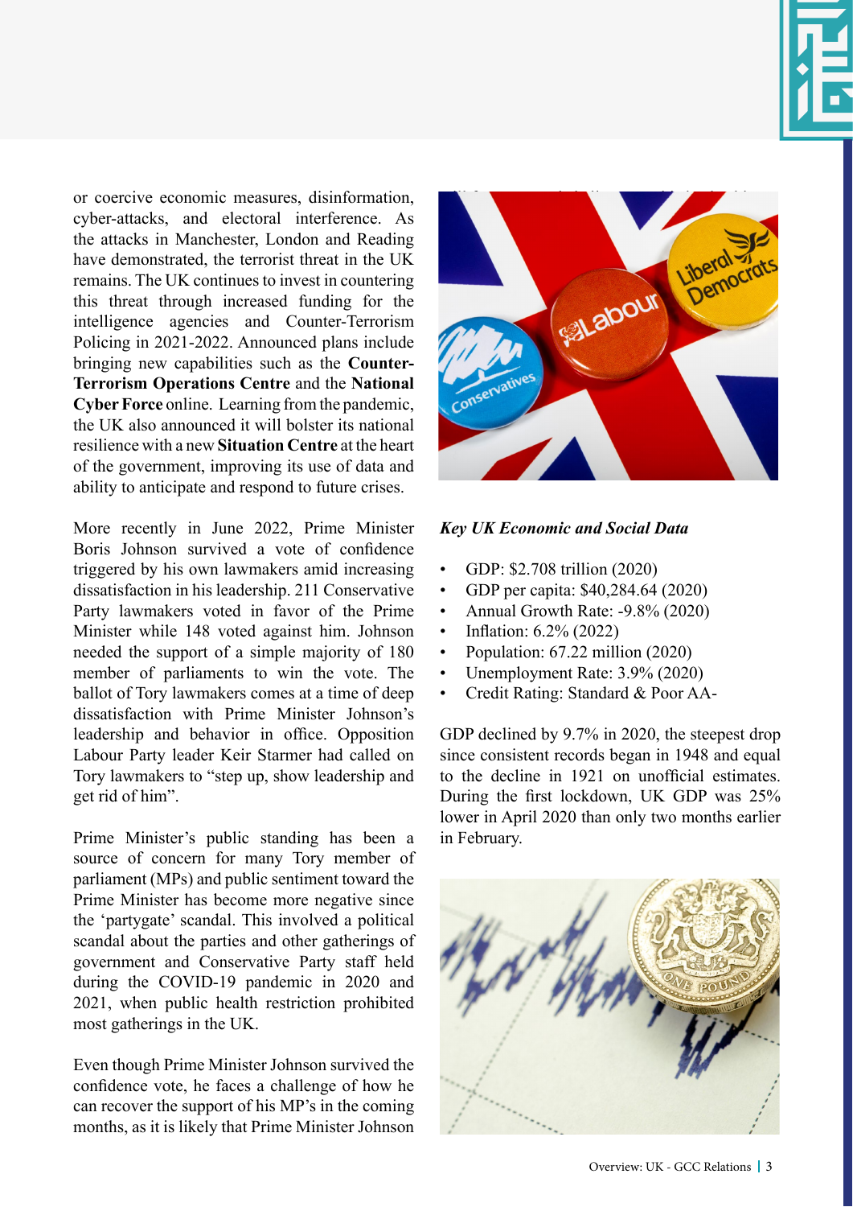or coercive economic measures, disinformation, cyber-attacks, and electoral interference. As the attacks in Manchester, London and Reading have demonstrated, the terrorist threat in the UK remains. The UK continues to invest in countering this threat through increased funding for the intelligence agencies and Counter-Terrorism Policing in 2021-2022. Announced plans include bringing new capabilities such as the **Counter-Terrorism Operations Centre** and the **National Cyber Force** online. Learning from the pandemic, the UK also announced it will bolster its national resilience with a new **Situation Centre** at the heart of the government, improving its use of data and ability to anticipate and respond to future crises.

More recently in June 2022, Prime Minister Boris Johnson survived a vote of confidence triggered by his own lawmakers amid increasing dissatisfaction in his leadership. 211 Conservative Party lawmakers voted in favor of the Prime Minister while 148 voted against him. Johnson needed the support of a simple majority of 180 member of parliaments to win the vote. The ballot of Tory lawmakers comes at a time of deep dissatisfaction with Prime Minister Johnson's leadership and behavior in office. Opposition Labour Party leader Keir Starmer had called on Tory lawmakers to "step up, show leadership and get rid of him".

Prime Minister's public standing has been a source of concern for many Tory member of parliament (MPs) and public sentiment toward the Prime Minister has become more negative since the 'partygate' scandal. This involved a political scandal about the parties and other gatherings of government and Conservative Party staff held during the COVID-19 pandemic in 2020 and 2021, when public health restriction prohibited most gatherings in the UK.

Even though Prime Minister Johnson survived the confidence vote, he faces a challenge of how he can recover the support of his MP's in the coming months, as it is likely that Prime Minister Johnson

***Key UK Economic and Social Data***

- GDP: $2.708 trillion (2020)
- GDP per capita: $40,284.64 (2020)
- Annual Growth Rate: -9.8% (2020)
- Inflation: 6.2% (2022)
- Population: 67.22 million (2020)
- Unemployment Rate: 3.9% (2020)
- Credit Rating: Standard & Poor AA-

GDP declined by 9.7% in 2020, the steepest drop since consistent records began in 1948 and equal to the decline in 1921 on unofficial estimates. During the first lockdown, UK GDP was 25% lower in April 2020 than only two months earlier in February.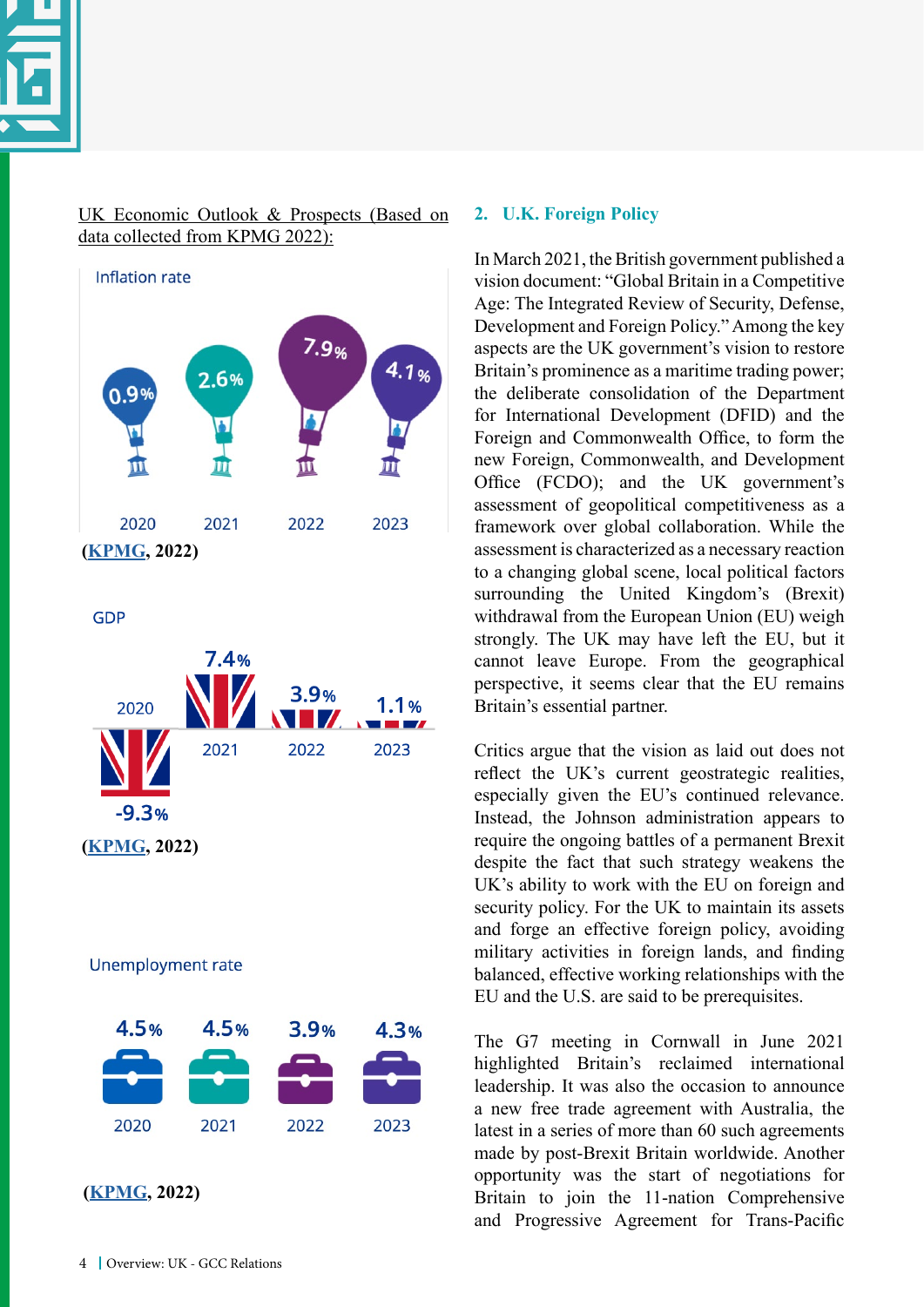UK Economic Outlook & Prospects (Based on data collected from KPMG 2022):

Inflation rate

| 2020 | 2021 | 2022 | 2023 |
| --- | --- | --- | --- |
| 0.9% | 2.6% | 7.9% | 4.1% |

**(KPMG, 2022)**

GDP

| 2020 | 2021 | 2022 | 2023 |
| --- | --- | --- | --- |
| -9.3% | 7.4% | 3.9% | 1.1% |

**(KPMG, 2022)**

Unemployment rate

| 2020 | 2021 | 2022 | 2023 |
| --- | --- | --- | --- |
| 4.5% | 4.5% | 3.9% | 4.3% |

**(KPMG, 2022)**

## 2. U.K. Foreign Policy

In March 2021, the British government published a vision document: "Global Britain in a Competitive Age: The Integrated Review of Security, Defense, Development and Foreign Policy." Among the key aspects are the UK government's vision to restore Britain's prominence as a maritime trading power; the deliberate consolidation of the Department for International Development (DFID) and the Foreign and Commonwealth Office, to form the new Foreign, Commonwealth, and Development Office (FCDO); and the UK government's assessment of geopolitical competitiveness as a framework over global collaboration. While the assessment is characterized as a necessary reaction to a changing global scene, local political factors surrounding the United Kingdom's (Brexit) withdrawal from the European Union (EU) weigh strongly. The UK may have left the EU, but it cannot leave Europe. From the geographical perspective, it seems clear that the EU remains Britain's essential partner.

Critics argue that the vision as laid out does not reflect the UK's current geostrategic realities, especially given the EU's continued relevance. Instead, the Johnson administration appears to require the ongoing battles of a permanent Brexit despite the fact that such strategy weakens the UK's ability to work with the EU on foreign and security policy. For the UK to maintain its assets and forge an effective foreign policy, avoiding military activities in foreign lands, and finding balanced, effective working relationships with the EU and the U.S. are said to be prerequisites.

The G7 meeting in Cornwall in June 2021 highlighted Britain's reclaimed international leadership. It was also the occasion to announce a new free trade agreement with Australia, the latest in a series of more than 60 such agreements made by post-Brexit Britain worldwide. Another opportunity was the start of negotiations for Britain to join the 11-nation Comprehensive and Progressive Agreement for Trans-Pacific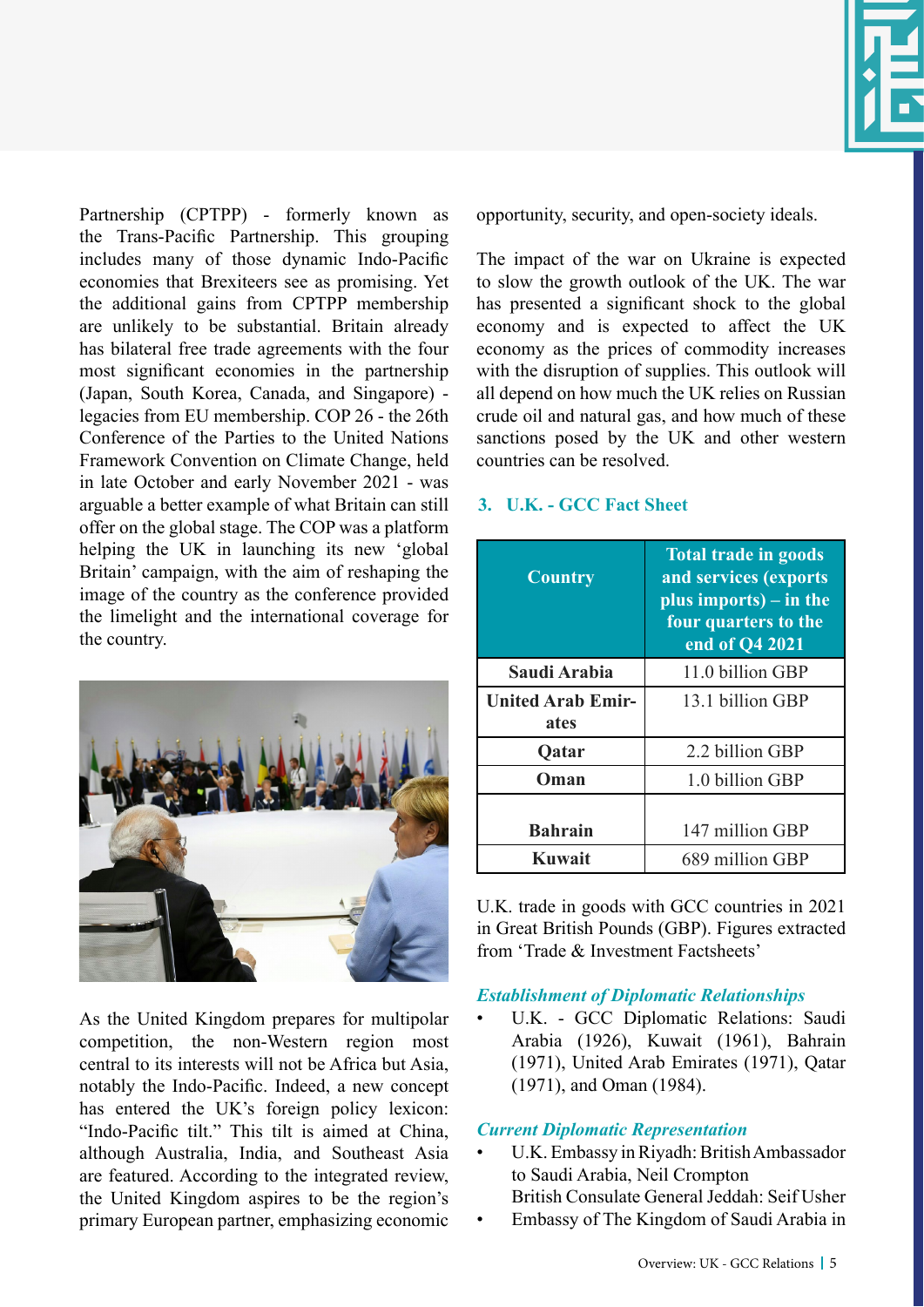Partnership (CPTPP) - formerly known as the Trans-Pacific Partnership. This grouping includes many of those dynamic Indo-Pacific economies that Brexiteers see as promising. Yet the additional gains from CPTPP membership are unlikely to be substantial. Britain already has bilateral free trade agreements with the four most significant economies in the partnership (Japan, South Korea, Canada, and Singapore) - legacies from EU membership. COP 26 - the 26th Conference of the Parties to the United Nations Framework Convention on Climate Change, held in late October and early November 2021 - was arguable a better example of what Britain can still offer on the global stage. The COP was a platform helping the UK in launching its new 'global Britain' campaign, with the aim of reshaping the image of the country as the conference provided the limelight and the international coverage for the country.

As the United Kingdom prepares for multipolar competition, the non-Western region most central to its interests will not be Africa but Asia, notably the Indo-Pacific. Indeed, a new concept has entered the UK's foreign policy lexicon: "Indo-Pacific tilt." This tilt is aimed at China, although Australia, India, and Southeast Asia are featured. According to the integrated review, the United Kingdom aspires to be the region's primary European partner, emphasizing economic opportunity, security, and open-society ideals.

The impact of the war on Ukraine is expected to slow the growth outlook of the UK. The war has presented a significant shock to the global economy and is expected to affect the UK economy as the prices of commodity increases with the disruption of supplies. This outlook will all depend on how much the UK relies on Russian crude oil and natural gas, and how much of these sanctions posed by the UK and other western countries can be resolved.

### 3. U.K. - GCC Fact Sheet

| Country | Total trade in goods and services (exports plus imports) – in the four quarters to the end of Q4 2021 |
|---|---|
| **Saudi Arabia** | 11.0 billion GBP |
| **United Arab Emirates** | 13.1 billion GBP |
| **Qatar** | 2.2 billion GBP |
| **Oman** | 1.0 billion GBP |
| **Bahrain** | 147 million GBP |
| **Kuwait** | 689 million GBP |

U.K. trade in goods with GCC countries in 2021 in Great British Pounds (GBP). Figures extracted from 'Trade & Investment Factsheets'

#### *Establishment of Diplomatic Relationships*

- U.K. - GCC Diplomatic Relations: Saudi Arabia (1926), Kuwait (1961), Bahrain (1971), United Arab Emirates (1971), Qatar (1971), and Oman (1984).

#### *Current Diplomatic Representation*

- U.K. Embassy in Riyadh: British Ambassador to Saudi Arabia, Neil Crompton
  British Consulate General Jeddah: Seif Usher
- Embassy of The Kingdom of Saudi Arabia in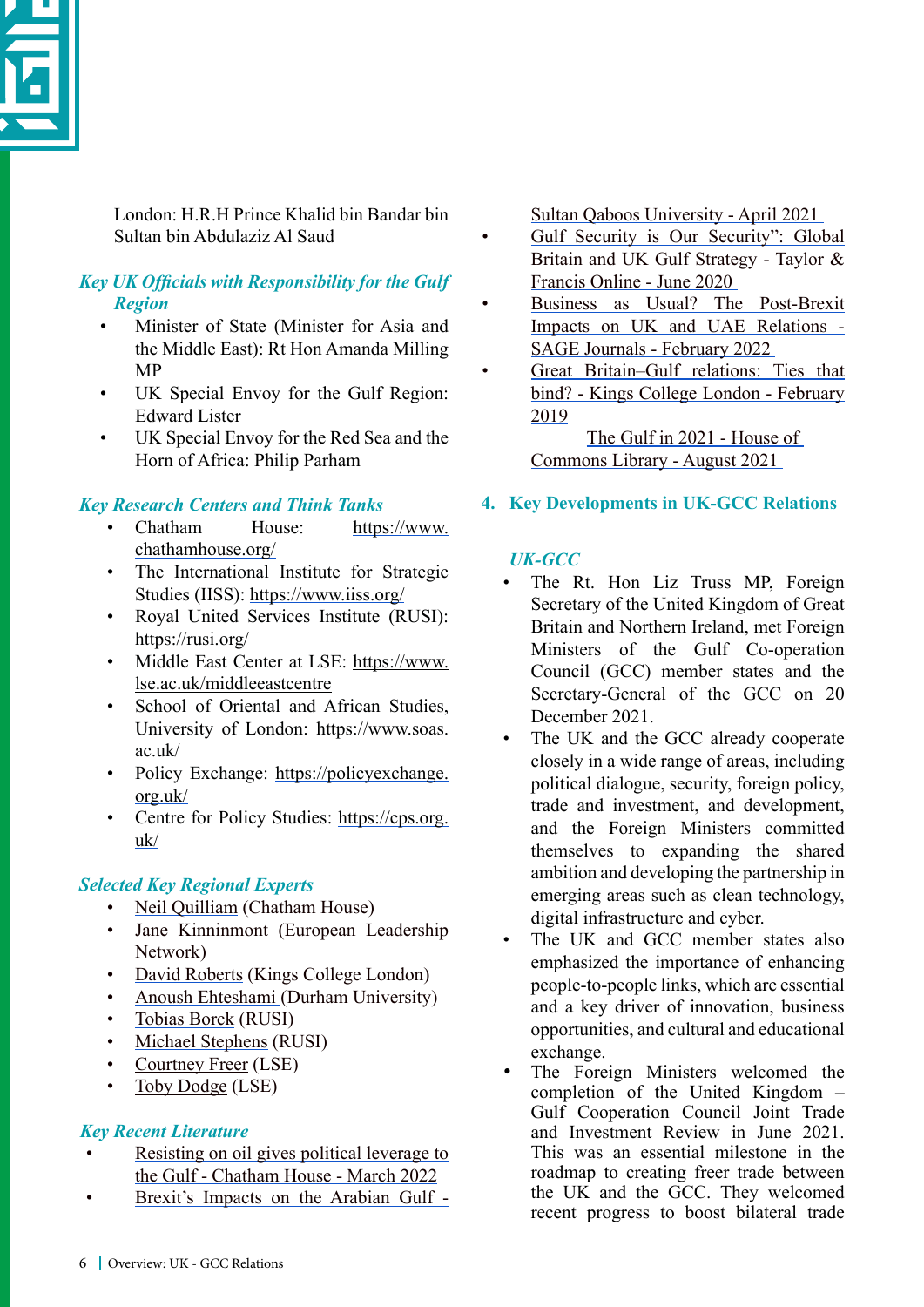London: H.R.H Prince Khalid bin Bandar bin Sultan bin Abdulaziz Al Saud

### *Key UK Officials with Responsibility for the Gulf Region*

- Minister of State (Minister for Asia and the Middle East): Rt Hon Amanda Milling MP
- UK Special Envoy for the Gulf Region: Edward Lister
- UK Special Envoy for the Red Sea and the Horn of Africa: Philip Parham

### *Key Research Centers and Think Tanks*

- Chatham House: https://www.chathamhouse.org/
- The International Institute for Strategic Studies (IISS): https://www.iiss.org/
- Royal United Services Institute (RUSI): https://rusi.org/
- Middle East Center at LSE: https://www.lse.ac.uk/middleeastcentre
- School of Oriental and African Studies, University of London: https://www.soas.ac.uk/
- Policy Exchange: https://policyexchange.org.uk/
- Centre for Policy Studies: https://cps.org.uk/

### *Selected Key Regional Experts*

- Neil Quilliam (Chatham House)
- Jane Kinninmont (European Leadership Network)
- David Roberts (Kings College London)
- Anoush Ehteshami (Durham University)
- Tobias Borck (RUSI)
- Michael Stephens (RUSI)
- Courtney Freer (LSE)
- Toby Dodge (LSE)

### *Key Recent Literature*

- Resisting on oil gives political leverage to the Gulf - Chatham House - March 2022
- Brexit's Impacts on the Arabian Gulf - Sultan Qaboos University - April 2021
- Gulf Security is Our Security": Global Britain and UK Gulf Strategy - Taylor & Francis Online - June 2020
- Business as Usual? The Post-Brexit Impacts on UK and UAE Relations - SAGE Journals - February 2022
- Great Britain–Gulf relations: Ties that bind? - Kings College London - February 2019
- The Gulf in 2021 - House of Commons Library - August 2021

## 4. Key Developments in UK-GCC Relations

### *UK-GCC*

- The Rt. Hon Liz Truss MP, Foreign Secretary of the United Kingdom of Great Britain and Northern Ireland, met Foreign Ministers of the Gulf Co-operation Council (GCC) member states and the Secretary-General of the GCC on 20 December 2021.
- The UK and the GCC already cooperate closely in a wide range of areas, including political dialogue, security, foreign policy, trade and investment, and development, and the Foreign Ministers committed themselves to expanding the shared ambition and developing the partnership in emerging areas such as clean technology, digital infrastructure and cyber.
- The UK and GCC member states also emphasized the importance of enhancing people-to-people links, which are essential and a key driver of innovation, business opportunities, and cultural and educational exchange.
- The Foreign Ministers welcomed the completion of the United Kingdom – Gulf Cooperation Council Joint Trade and Investment Review in June 2021. This was an essential milestone in the roadmap to creating freer trade between the UK and the GCC. They welcomed recent progress to boost bilateral trade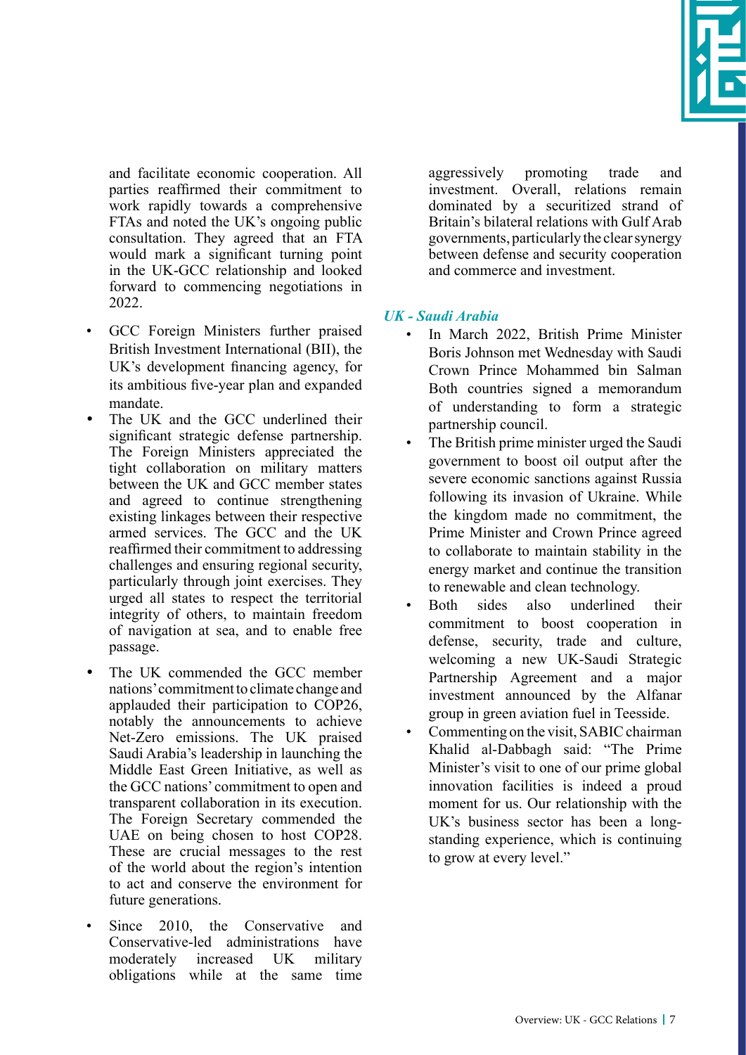and facilitate economic cooperation. All parties reaffirmed their commitment to work rapidly towards a comprehensive FTAs and noted the UK's ongoing public consultation. They agreed that an FTA would mark a significant turning point in the UK-GCC relationship and looked forward to commencing negotiations in 2022.

- GCC Foreign Ministers further praised British Investment International (BII), the UK's development financing agency, for its ambitious five-year plan and expanded mandate.
- The UK and the GCC underlined their significant strategic defense partnership. The Foreign Ministers appreciated the tight collaboration on military matters between the UK and GCC member states and agreed to continue strengthening existing linkages between their respective armed services. The GCC and the UK reaffirmed their commitment to addressing challenges and ensuring regional security, particularly through joint exercises. They urged all states to respect the territorial integrity of others, to maintain freedom of navigation at sea, and to enable free passage.
- The UK commended the GCC member nations' commitment to climate change and applauded their participation to COP26, notably the announcements to achieve Net-Zero emissions. The UK praised Saudi Arabia's leadership in launching the Middle East Green Initiative, as well as the GCC nations' commitment to open and transparent collaboration in its execution. The Foreign Secretary commended the UAE on being chosen to host COP28. These are crucial messages to the rest of the world about the region's intention to act and conserve the environment for future generations.
- Since 2010, the Conservative and Conservative-led administrations have moderately increased UK military obligations while at the same time aggressively promoting trade and investment. Overall, relations remain dominated by a securitized strand of Britain's bilateral relations with Gulf Arab governments, particularly the clear synergy between defense and security cooperation and commerce and investment.

### *UK - Saudi Arabia*

- In March 2022, British Prime Minister Boris Johnson met Wednesday with Saudi Crown Prince Mohammed bin Salman Both countries signed a memorandum of understanding to form a strategic partnership council.
- The British prime minister urged the Saudi government to boost oil output after the severe economic sanctions against Russia following its invasion of Ukraine. While the kingdom made no commitment, the Prime Minister and Crown Prince agreed to collaborate to maintain stability in the energy market and continue the transition to renewable and clean technology.
- Both sides also underlined their commitment to boost cooperation in defense, security, trade and culture, welcoming a new UK-Saudi Strategic Partnership Agreement and a major investment announced by the Alfanar group in green aviation fuel in Teesside.
- Commenting on the visit, SABIC chairman Khalid al-Dabbagh said: "The Prime Minister's visit to one of our prime global innovation facilities is indeed a proud moment for us. Our relationship with the UK's business sector has been a long-standing experience, which is continuing to grow at every level."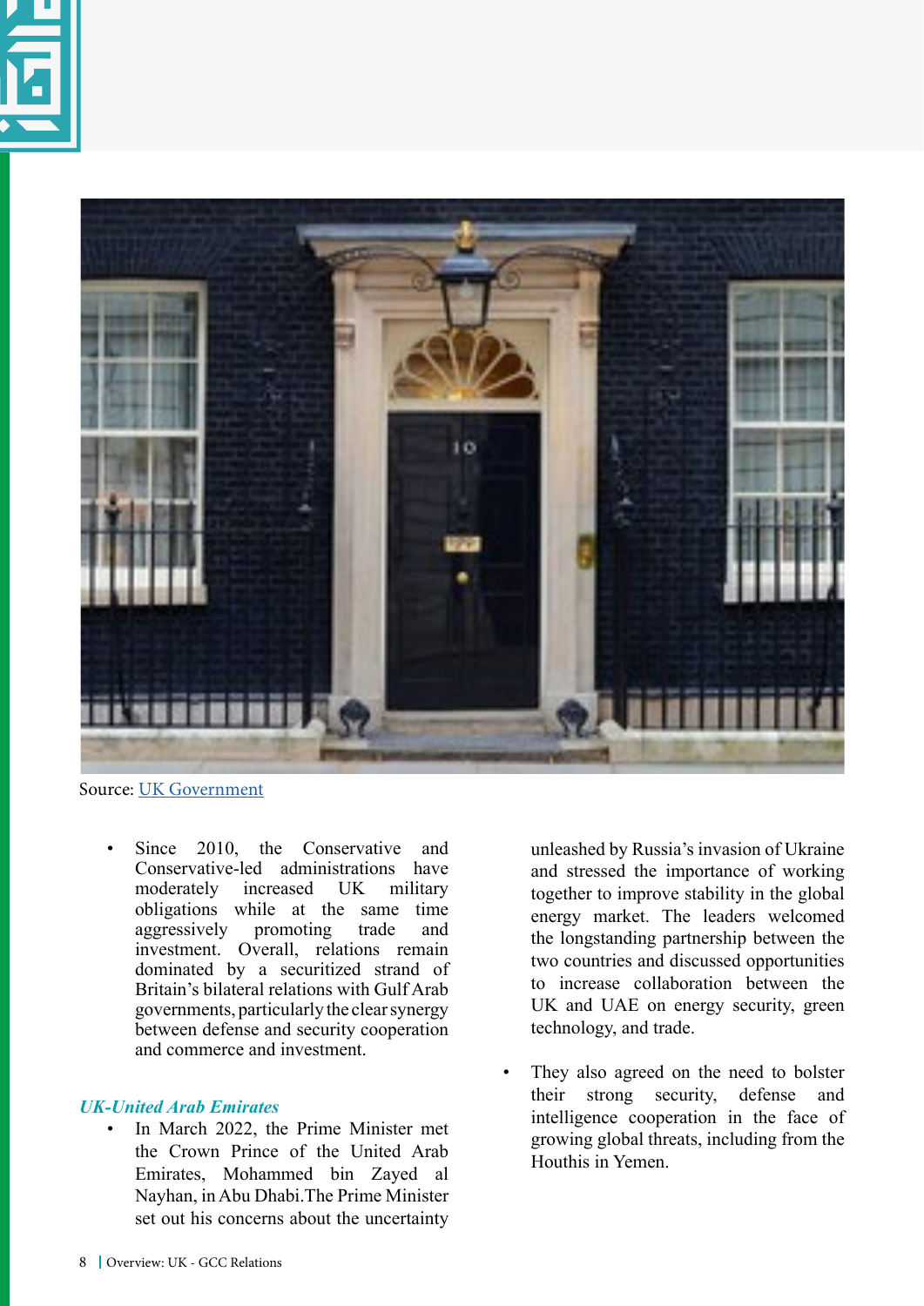Source: UK Government

- Since 2010, the Conservative and Conservative-led administrations have moderately increased UK military obligations while at the same time aggressively promoting trade and investment. Overall, relations remain dominated by a securitized strand of Britain's bilateral relations with Gulf Arab governments, particularly the clear synergy between defense and security cooperation and commerce and investment.

### *UK-United Arab Emirates*

- In March 2022, the Prime Minister met the Crown Prince of the United Arab Emirates, Mohammed bin Zayed al Nayhan, in Abu Dhabi.The Prime Minister set out his concerns about the uncertainty unleashed by Russia's invasion of Ukraine and stressed the importance of working together to improve stability in the global energy market. The leaders welcomed the longstanding partnership between the two countries and discussed opportunities to increase collaboration between the UK and UAE on energy security, green technology, and trade.
- They also agreed on the need to bolster their strong security, defense and intelligence cooperation in the face of growing global threats, including from the Houthis in Yemen.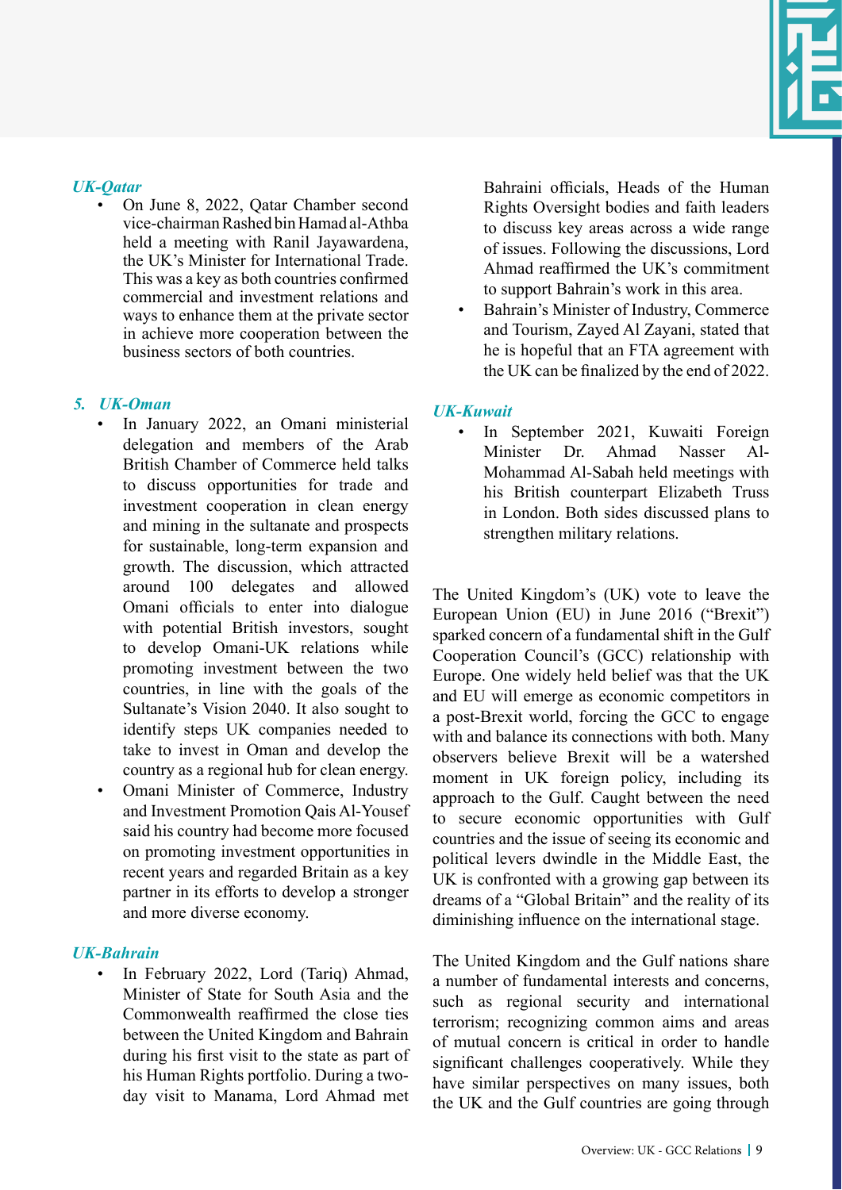### *UK-Qatar*

- On June 8, 2022, Qatar Chamber second vice-chairman Rashed bin Hamad al-Athba held a meeting with Ranil Jayawardena, the UK's Minister for International Trade. This was a key as both countries confirmed commercial and investment relations and ways to enhance them at the private sector in achieve more cooperation between the business sectors of both countries.

### *5. UK-Oman*

- In January 2022, an Omani ministerial delegation and members of the Arab British Chamber of Commerce held talks to discuss opportunities for trade and investment cooperation in clean energy and mining in the sultanate and prospects for sustainable, long-term expansion and growth. The discussion, which attracted around 100 delegates and allowed Omani officials to enter into dialogue with potential British investors, sought to develop Omani-UK relations while promoting investment between the two countries, in line with the goals of the Sultanate's Vision 2040. It also sought to identify steps UK companies needed to take to invest in Oman and develop the country as a regional hub for clean energy.
- Omani Minister of Commerce, Industry and Investment Promotion Qais Al-Yousef said his country had become more focused on promoting investment opportunities in recent years and regarded Britain as a key partner in its efforts to develop a stronger and more diverse economy.

### *UK-Bahrain*

- In February 2022, Lord (Tariq) Ahmad, Minister of State for South Asia and the Commonwealth reaffirmed the close ties between the United Kingdom and Bahrain during his first visit to the state as part of his Human Rights portfolio. During a two-day visit to Manama, Lord Ahmad met Bahraini officials, Heads of the Human Rights Oversight bodies and faith leaders to discuss key areas across a wide range of issues. Following the discussions, Lord Ahmad reaffirmed the UK's commitment to support Bahrain's work in this area.
- Bahrain's Minister of Industry, Commerce and Tourism, Zayed Al Zayani, stated that he is hopeful that an FTA agreement with the UK can be finalized by the end of 2022.

### *UK-Kuwait*

- In September 2021, Kuwaiti Foreign Minister Dr. Ahmad Nasser Al-Mohammad Al-Sabah held meetings with his British counterpart Elizabeth Truss in London. Both sides discussed plans to strengthen military relations.

The United Kingdom's (UK) vote to leave the European Union (EU) in June 2016 ("Brexit") sparked concern of a fundamental shift in the Gulf Cooperation Council's (GCC) relationship with Europe. One widely held belief was that the UK and EU will emerge as economic competitors in a post-Brexit world, forcing the GCC to engage with and balance its connections with both. Many observers believe Brexit will be a watershed moment in UK foreign policy, including its approach to the Gulf. Caught between the need to secure economic opportunities with Gulf countries and the issue of seeing its economic and political levers dwindle in the Middle East, the UK is confronted with a growing gap between its dreams of a "Global Britain" and the reality of its diminishing influence on the international stage.

The United Kingdom and the Gulf nations share a number of fundamental interests and concerns, such as regional security and international terrorism; recognizing common aims and areas of mutual concern is critical in order to handle significant challenges cooperatively. While they have similar perspectives on many issues, both the UK and the Gulf countries are going through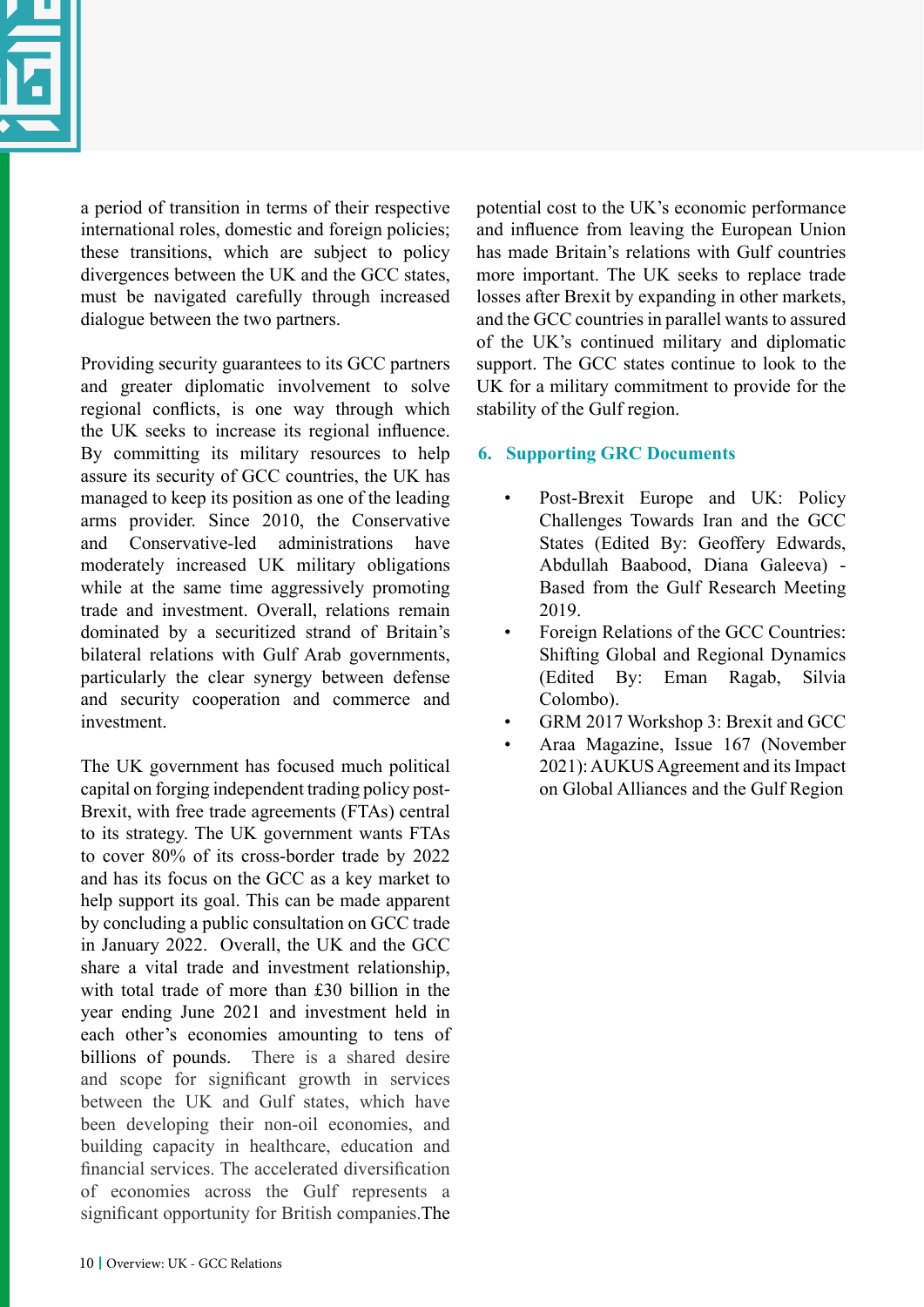a period of transition in terms of their respective international roles, domestic and foreign policies; these transitions, which are subject to policy divergences between the UK and the GCC states, must be navigated carefully through increased dialogue between the two partners.

Providing security guarantees to its GCC partners and greater diplomatic involvement to solve regional conflicts, is one way through which the UK seeks to increase its regional influence. By committing its military resources to help assure its security of GCC countries, the UK has managed to keep its position as one of the leading arms provider. Since 2010, the Conservative and Conservative-led administrations have moderately increased UK military obligations while at the same time aggressively promoting trade and investment. Overall, relations remain dominated by a securitized strand of Britain's bilateral relations with Gulf Arab governments, particularly the clear synergy between defense and security cooperation and commerce and investment.

The UK government has focused much political capital on forging independent trading policy post-Brexit, with free trade agreements (FTAs) central to its strategy. The UK government wants FTAs to cover 80% of its cross-border trade by 2022 and has its focus on the GCC as a key market to help support its goal. This can be made apparent by concluding a public consultation on GCC trade in January 2022. Overall, the UK and the GCC share a vital trade and investment relationship, with total trade of more than £30 billion in the year ending June 2021 and investment held in each other's economies amounting to tens of billions of pounds. There is a shared desire and scope for significant growth in services between the UK and Gulf states, which have been developing their non-oil economies, and building capacity in healthcare, education and financial services. The accelerated diversification of economies across the Gulf represents a significant opportunity for British companies.The potential cost to the UK's economic performance and influence from leaving the European Union has made Britain's relations with Gulf countries more important. The UK seeks to replace trade losses after Brexit by expanding in other markets, and the GCC countries in parallel wants to assured of the UK's continued military and diplomatic support. The GCC states continue to look to the UK for a military commitment to provide for the stability of the Gulf region.

## 6. Supporting GRC Documents

- Post-Brexit Europe and UK: Policy Challenges Towards Iran and the GCC States (Edited By: Geoffery Edwards, Abdullah Baabood, Diana Galeeva) - Based from the Gulf Research Meeting 2019.
- Foreign Relations of the GCC Countries: Shifting Global and Regional Dynamics (Edited By: Eman Ragab, Silvia Colombo).
- GRM 2017 Workshop 3: Brexit and GCC
- Araa Magazine, Issue 167 (November 2021): AUKUS Agreement and its Impact on Global Alliances and the Gulf Region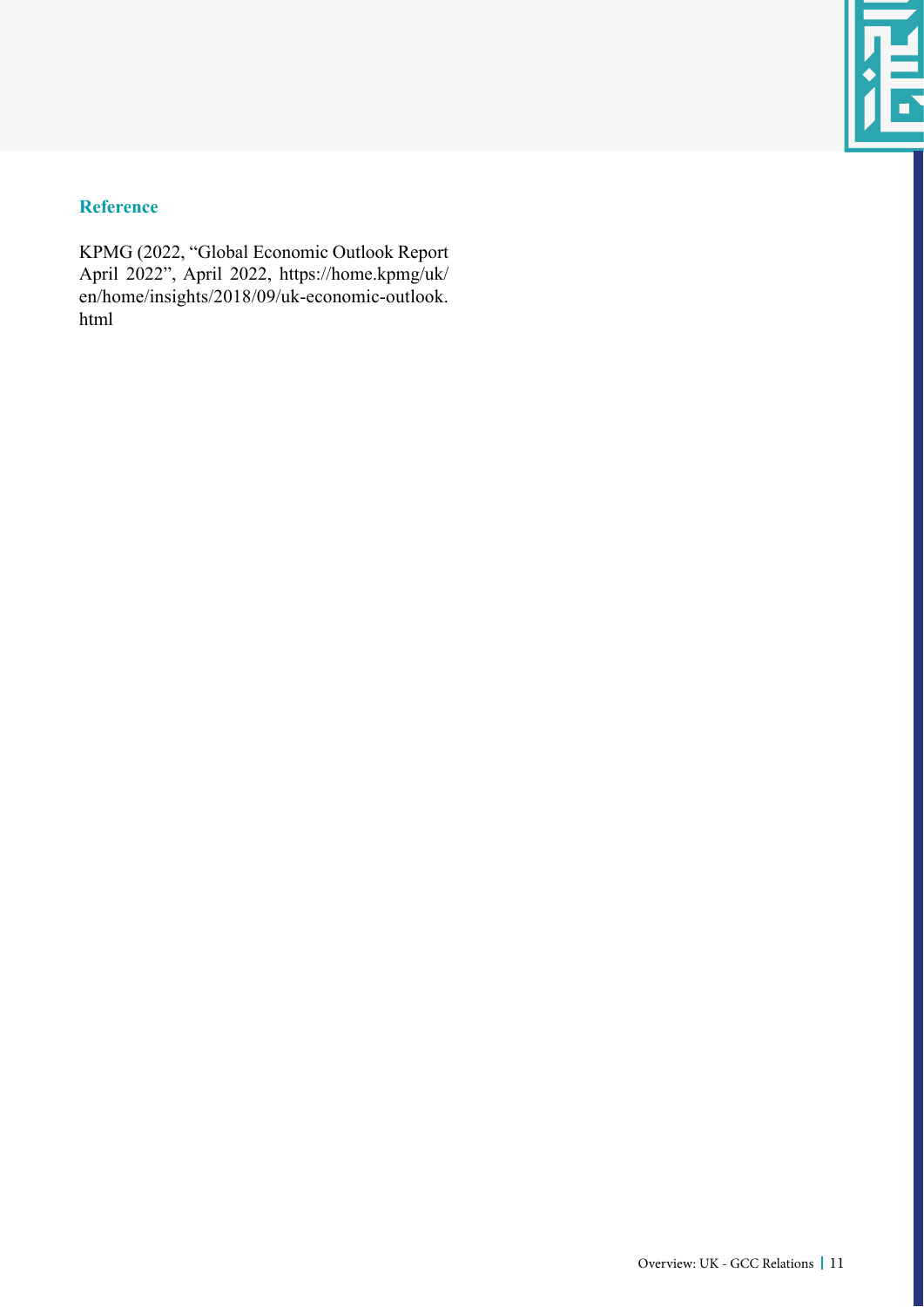### Reference

KPMG (2022, "Global Economic Outlook Report April 2022", April 2022, https://home.kpmg/uk/en/home/insights/2018/09/uk-economic-outlook.html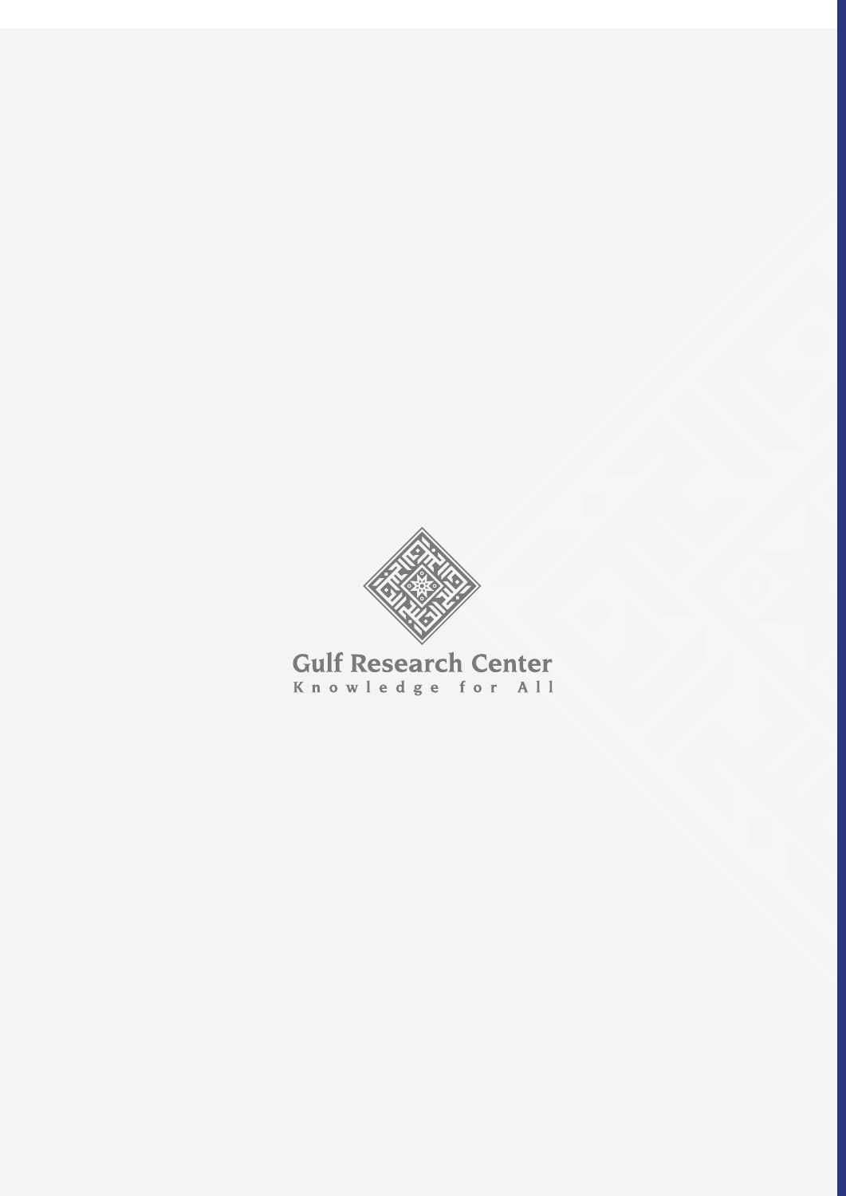Gulf Research Center

Knowledge for All